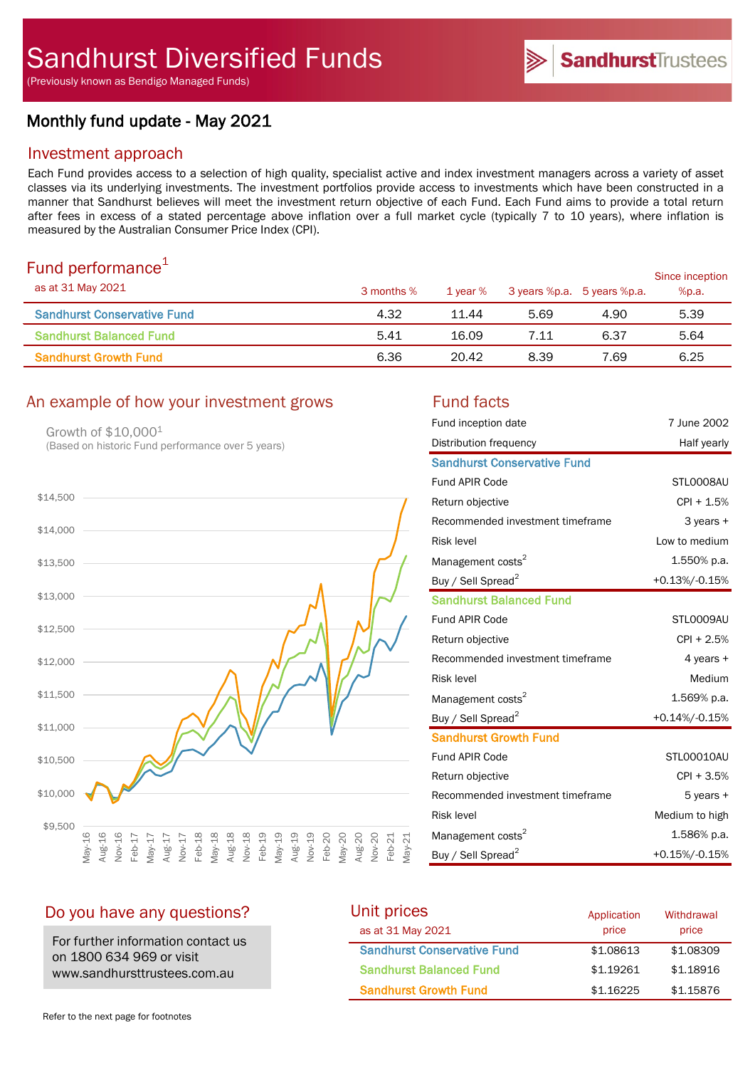# Sandhurst Diversified Funds

(Previously known as Bendigo Managed Funds)

Sandhurst Trustees

## Monthly fund update - May 2021

## Investment approach

Each Fund provides access to a selection of high quality, specialist active and index investment managers across a variety of asset classes via its underlying investments. The investment portfolios provide access to investments which have been constructed in a manner that Sandhurst believes will meet the investment return objective of each Fund. Each Fund aims to provide a total return after fees in excess of a stated percentage above inflation over a full market cycle (typically 7 to 10 years), where inflation is measured by the Australian Consumer Price Index (CPI).

## Fund performance[1]

| as at 31 May 2021 | 3 months % | 1 year % | 3 years %p.a. | 5 years %p.a. | Since inception %p.a. |
|---|---|---|---|---|---|
| Sandhurst Conservative Fund | 4.32 | 11.44 | 5.69 | 4.90 | 5.39 |
| Sandhurst Balanced Fund | 5.41 | 16.09 | 7.11 | 6.37 | 5.64 |
| Sandhurst Growth Fund | 6.36 | 20.42 | 8.39 | 7.69 | 6.25 |

## An example of how your investment grows

Growth of $10,000[1]
(Based on historic Fund performance over 5 years)

## Fund facts

| Fund inception date | 7 June 2002 |
|---|---|
| Distribution frequency | Half yearly |
| **Sandhurst Conservative Fund** | |
| Fund APIR Code | STL0008AU |
| Return objective | CPI + 1.5% |
| Recommended investment timeframe | 3 years + |
| Risk level | Low to medium |
| Management costs[2] | 1.550% p.a. |
| Buy / Sell Spread[2] | +0.13%/-0.15% |
| **Sandhurst Balanced Fund** | |
| Fund APIR Code | STL0009AU |
| Return objective | CPI + 2.5% |
| Recommended investment timeframe | 4 years + |
| Risk level | Medium |
| Management costs[2] | 1.569% p.a. |
| Buy / Sell Spread[2] | +0.14%/-0.15% |
| **Sandhurst Growth Fund** | |
| Fund APIR Code | STL00010AU |
| Return objective | CPI + 3.5% |
| Recommended investment timeframe | 5 years + |
| Risk level | Medium to high |
| Management costs[2] | 1.586% p.a. |
| Buy / Sell Spread[2] | +0.15%/-0.15% |

## Do you have any questions?

For further information contact us on 1800 634 969 or visit www.sandhursttrustees.com.au

## Unit prices

| as at 31 May 2021 | Application price | Withdrawal price |
|---|---|---|
| Sandhurst Conservative Fund | $1.08613 | $1.08309 |
| Sandhurst Balanced Fund | $1.19261 | $1.18916 |
| Sandhurst Growth Fund | $1.16225 | $1.15876 |

Refer to the next page for footnotes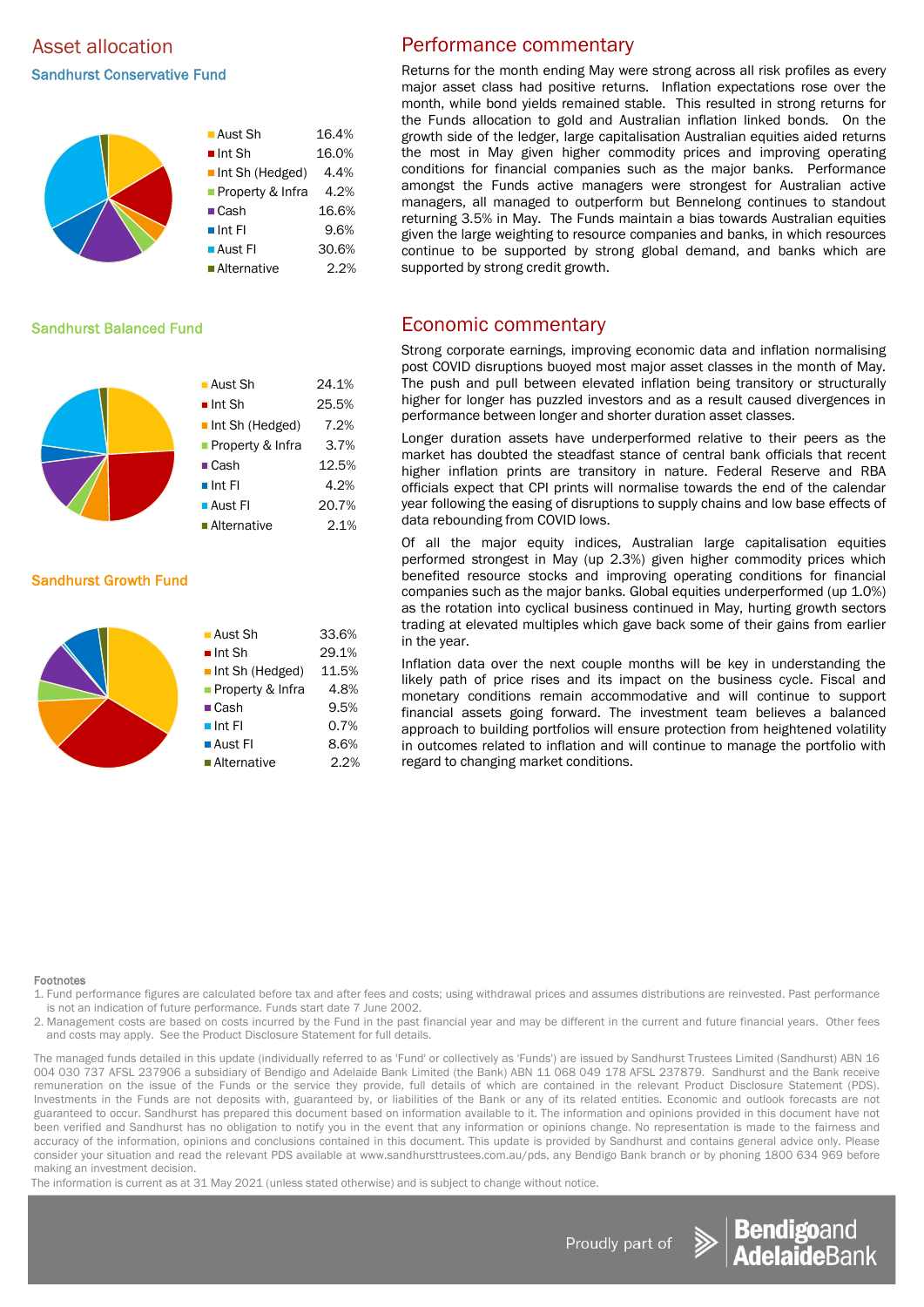# Asset allocation

## Sandhurst Conservative Fund

Aust Sh 16.4%
Int Sh 16.0%
Int Sh (Hedged) 4.4%
Property & Infra 4.2%
Cash 16.6%
Int FI 9.6%
Aust FI 30.6%
Alternative 2.2%

## Sandhurst Balanced Fund

Aust Sh 24.1%
Int Sh 25.5%
Int Sh (Hedged) 7.2%
Property & Infra 3.7%
Cash 12.5%
Int FI 4.2%
Aust FI 20.7%
Alternative 2.1%

## Sandhurst Growth Fund

Aust Sh 33.6%
Int Sh 29.1%
Int Sh (Hedged) 11.5%
Property & Infra 4.8%
Cash 9.5%
Int FI 0.7%
Aust FI 8.6%
Alternative 2.2%

# Performance commentary

Returns for the month ending May were strong across all risk profiles as every major asset class had positive returns. Inflation expectations rose over the month, while bond yields remained stable. This resulted in strong returns for the Funds allocation to gold and Australian inflation linked bonds. On the growth side of the ledger, large capitalisation Australian equities aided returns the most in May given higher commodity prices and improving operating conditions for financial companies such as the major banks. Performance amongst the Funds active managers were strongest for Australian active managers, all managed to outperform but Bennelong continues to standout returning 3.5% in May. The Funds maintain a bias towards Australian equities given the large weighting to resource companies and banks, in which resources continue to be supported by strong global demand, and banks which are supported by strong credit growth.

# Economic commentary

Strong corporate earnings, improving economic data and inflation normalising post COVID disruptions buoyed most major asset classes in the month of May. The push and pull between elevated inflation being transitory or structurally higher for longer has puzzled investors and as a result caused divergences in performance between longer and shorter duration asset classes.

Longer duration assets have underperformed relative to their peers as the market has doubted the steadfast stance of central bank officials that recent higher inflation prints are transitory in nature. Federal Reserve and RBA officials expect that CPI prints will normalise towards the end of the calendar year following the easing of disruptions to supply chains and low base effects of data rebounding from COVID lows.

Of all the major equity indices, Australian large capitalisation equities performed strongest in May (up 2.3%) given higher commodity prices which benefited resource stocks and improving operating conditions for financial companies such as the major banks. Global equities underperformed (up 1.0%) as the rotation into cyclical business continued in May, hurting growth sectors trading at elevated multiples which gave back some of their gains from earlier in the year.

Inflation data over the next couple months will be key in understanding the likely path of price rises and its impact on the business cycle. Fiscal and monetary conditions remain accommodative and will continue to support financial assets going forward. The investment team believes a balanced approach to building portfolios will ensure protection from heightened volatility in outcomes related to inflation and will continue to manage the portfolio with regard to changing market conditions.

**Footnotes**

1. Fund performance figures are calculated before tax and after fees and costs; using withdrawal prices and assumes distributions are reinvested. Past performance is not an indication of future performance. Funds start date 7 June 2002.
2. Management costs are based on costs incurred by the Fund in the past financial year and may be different in the current and future financial years. Other fees and costs may apply. See the Product Disclosure Statement for full details.

The managed funds detailed in this update (individually referred to as 'Fund' or collectively as 'Funds') are issued by Sandhurst Trustees Limited (Sandhurst) ABN 16 004 030 737 AFSL 237906 a subsidiary of Bendigo and Adelaide Bank Limited (the Bank) ABN 11 068 049 178 AFSL 237879. Sandhurst and the Bank receive remuneration on the issue of the Funds or the service they provide, full details of which are contained in the relevant Product Disclosure Statement (PDS). Investments in the Funds are not deposits with, guaranteed by, or liabilities of the Bank or any of its related entities. Economic and outlook forecasts are not guaranteed to occur. Sandhurst has prepared this document based on information available to it. The information and opinions provided in this document have not been verified and Sandhurst has no obligation to notify you in the event that any information or opinions change. No representation is made to the fairness and accuracy of the information, opinions and conclusions contained in this document. This update is provided by Sandhurst and contains general advice only. Please consider your situation and read the relevant PDS available at www.sandhursttrustees.com.au/pds, any Bendigo Bank branch or by phoning 1800 634 969 before making an investment decision.

The information is current as at 31 May 2021 (unless stated otherwise) and is subject to change without notice.

Proudly part of Bendigo and Adelaide Bank